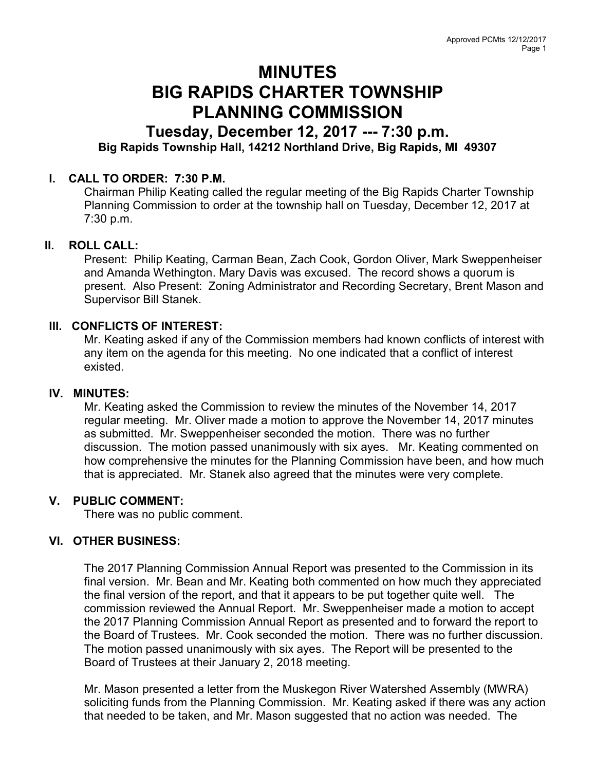# MINUTES
# BIG RAPIDS CHARTER TOWNSHIP
# PLANNING COMMISSION
## Tuesday, December 12, 2017 --- 7:30 p.m.
### Big Rapids Township Hall, 14212 Northland Drive, Big Rapids, MI 49307

**I. CALL TO ORDER: 7:30 P.M.**

Chairman Philip Keating called the regular meeting of the Big Rapids Charter Township Planning Commission to order at the township hall on Tuesday, December 12, 2017 at 7:30 p.m.

**II. ROLL CALL:**

Present: Philip Keating, Carman Bean, Zach Cook, Gordon Oliver, Mark Sweppenheiser and Amanda Wethington. Mary Davis was excused. The record shows a quorum is present. Also Present: Zoning Administrator and Recording Secretary, Brent Mason and Supervisor Bill Stanek.

**III. CONFLICTS OF INTEREST:**

Mr. Keating asked if any of the Commission members had known conflicts of interest with any item on the agenda for this meeting. No one indicated that a conflict of interest existed.

**IV. MINUTES:**

Mr. Keating asked the Commission to review the minutes of the November 14, 2017 regular meeting. Mr. Oliver made a motion to approve the November 14, 2017 minutes as submitted. Mr. Sweppenheiser seconded the motion. There was no further discussion. The motion passed unanimously with six ayes. Mr. Keating commented on how comprehensive the minutes for the Planning Commission have been, and how much that is appreciated. Mr. Stanek also agreed that the minutes were very complete.

**V. PUBLIC COMMENT:**

There was no public comment.

**VI. OTHER BUSINESS:**

The 2017 Planning Commission Annual Report was presented to the Commission in its final version. Mr. Bean and Mr. Keating both commented on how much they appreciated the final version of the report, and that it appears to be put together quite well. The commission reviewed the Annual Report. Mr. Sweppenheiser made a motion to accept the 2017 Planning Commission Annual Report as presented and to forward the report to the Board of Trustees. Mr. Cook seconded the motion. There was no further discussion. The motion passed unanimously with six ayes. The Report will be presented to the Board of Trustees at their January 2, 2018 meeting.

Mr. Mason presented a letter from the Muskegon River Watershed Assembly (MWRA) soliciting funds from the Planning Commission. Mr. Keating asked if there was any action that needed to be taken, and Mr. Mason suggested that no action was needed. The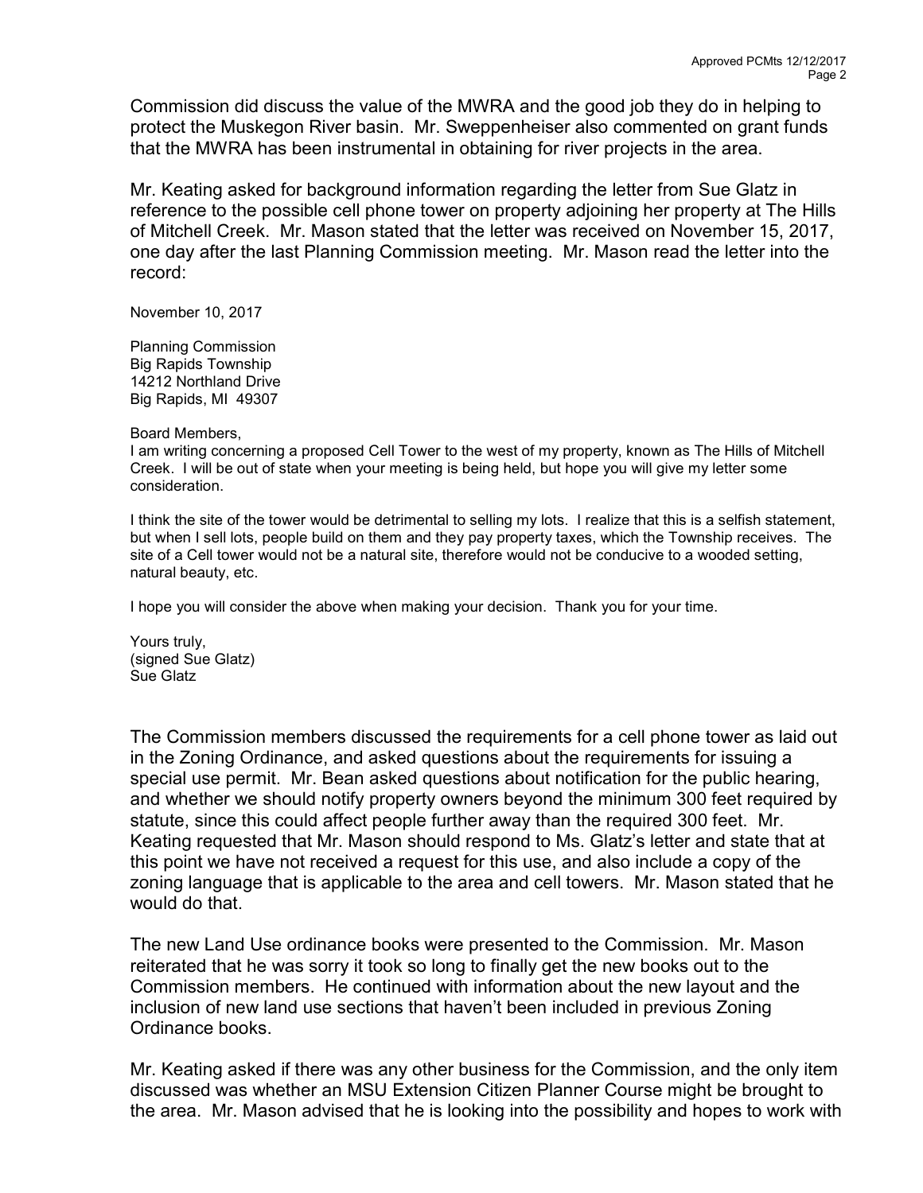Commission did discuss the value of the MWRA and the good job they do in helping to protect the Muskegon River basin. Mr. Sweppenheiser also commented on grant funds that the MWRA has been instrumental in obtaining for river projects in the area.

Mr. Keating asked for background information regarding the letter from Sue Glatz in reference to the possible cell phone tower on property adjoining her property at The Hills of Mitchell Creek. Mr. Mason stated that the letter was received on November 15, 2017, one day after the last Planning Commission meeting. Mr. Mason read the letter into the record:

November 10, 2017

Planning Commission
Big Rapids Township
14212 Northland Drive
Big Rapids, MI 49307

Board Members,
I am writing concerning a proposed Cell Tower to the west of my property, known as The Hills of Mitchell Creek. I will be out of state when your meeting is being held, but hope you will give my letter some consideration.

I think the site of the tower would be detrimental to selling my lots. I realize that this is a selfish statement, but when I sell lots, people build on them and they pay property taxes, which the Township receives. The site of a Cell tower would not be a natural site, therefore would not be conducive to a wooded setting, natural beauty, etc.

I hope you will consider the above when making your decision. Thank you for your time.

Yours truly,
(signed Sue Glatz)
Sue Glatz

The Commission members discussed the requirements for a cell phone tower as laid out in the Zoning Ordinance, and asked questions about the requirements for issuing a special use permit. Mr. Bean asked questions about notification for the public hearing, and whether we should notify property owners beyond the minimum 300 feet required by statute, since this could affect people further away than the required 300 feet. Mr. Keating requested that Mr. Mason should respond to Ms. Glatz's letter and state that at this point we have not received a request for this use, and also include a copy of the zoning language that is applicable to the area and cell towers. Mr. Mason stated that he would do that.

The new Land Use ordinance books were presented to the Commission. Mr. Mason reiterated that he was sorry it took so long to finally get the new books out to the Commission members. He continued with information about the new layout and the inclusion of new land use sections that haven't been included in previous Zoning Ordinance books.

Mr. Keating asked if there was any other business for the Commission, and the only item discussed was whether an MSU Extension Citizen Planner Course might be brought to the area. Mr. Mason advised that he is looking into the possibility and hopes to work with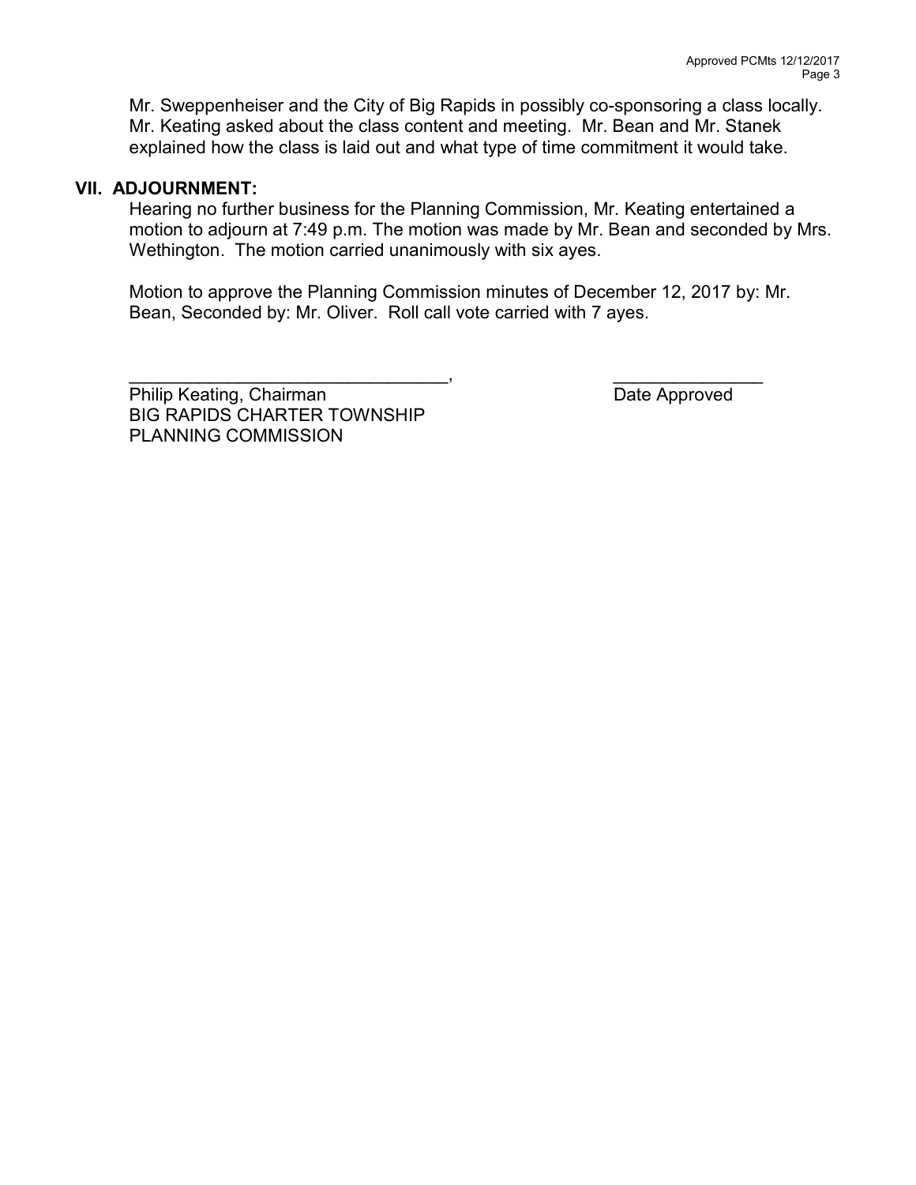Mr. Sweppenheiser and the City of Big Rapids in possibly co-sponsoring a class locally. Mr. Keating asked about the class content and meeting. Mr. Bean and Mr. Stanek explained how the class is laid out and what type of time commitment it would take.

## VII. ADJOURNMENT:

Hearing no further business for the Planning Commission, Mr. Keating entertained a motion to adjourn at 7:49 p.m. The motion was made by Mr. Bean and seconded by Mrs. Wethington. The motion carried unanimously with six ayes.

Motion to approve the Planning Commission minutes of December 12, 2017 by: Mr. Bean, Seconded by: Mr. Oliver. Roll call vote carried with 7 ayes.

_________________________________, _______________

Philip Keating, Chairman Date Approved
BIG RAPIDS CHARTER TOWNSHIP
PLANNING COMMISSION